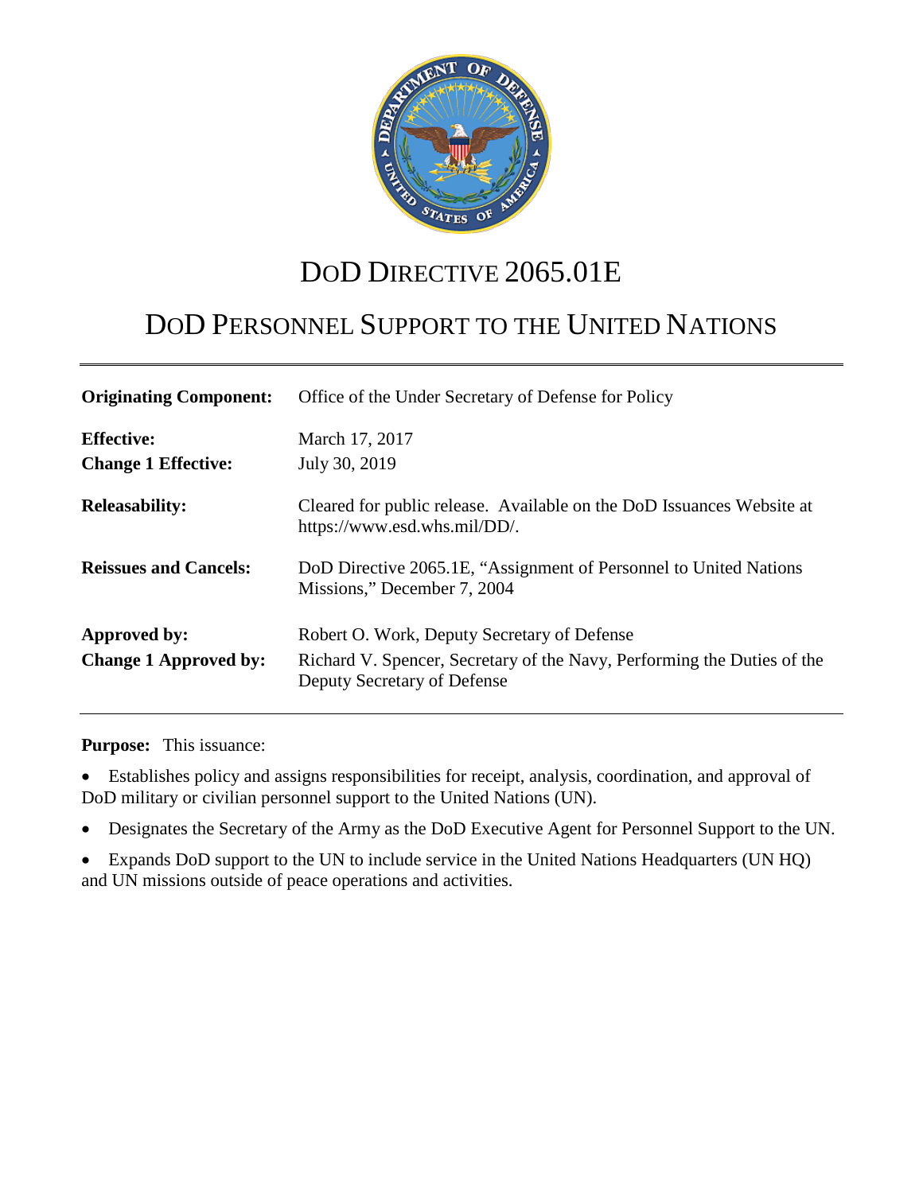# DoD DIRECTIVE 2065.01E

## DoD PERSONNEL SUPPORT TO THE UNITED NATIONS

| | |
|---|---|
| **Originating Component:** | Office of the Under Secretary of Defense for Policy |
| **Effective:** | March 17, 2017 |
| **Change 1 Effective:** | July 30, 2019 |
| **Releasability:** | Cleared for public release. Available on the DoD Issuances Website at https://www.esd.whs.mil/DD/. |
| **Reissues and Cancels:** | DoD Directive 2065.1E, "Assignment of Personnel to United Nations Missions," December 7, 2004 |
| **Approved by:** | Robert O. Work, Deputy Secretary of Defense |
| **Change 1 Approved by:** | Richard V. Spencer, Secretary of the Navy, Performing the Duties of the Deputy Secretary of Defense |

**Purpose:** This issuance:

- Establishes policy and assigns responsibilities for receipt, analysis, coordination, and approval of DoD military or civilian personnel support to the United Nations (UN).
- Designates the Secretary of the Army as the DoD Executive Agent for Personnel Support to the UN.
- Expands DoD support to the UN to include service in the United Nations Headquarters (UN HQ) and UN missions outside of peace operations and activities.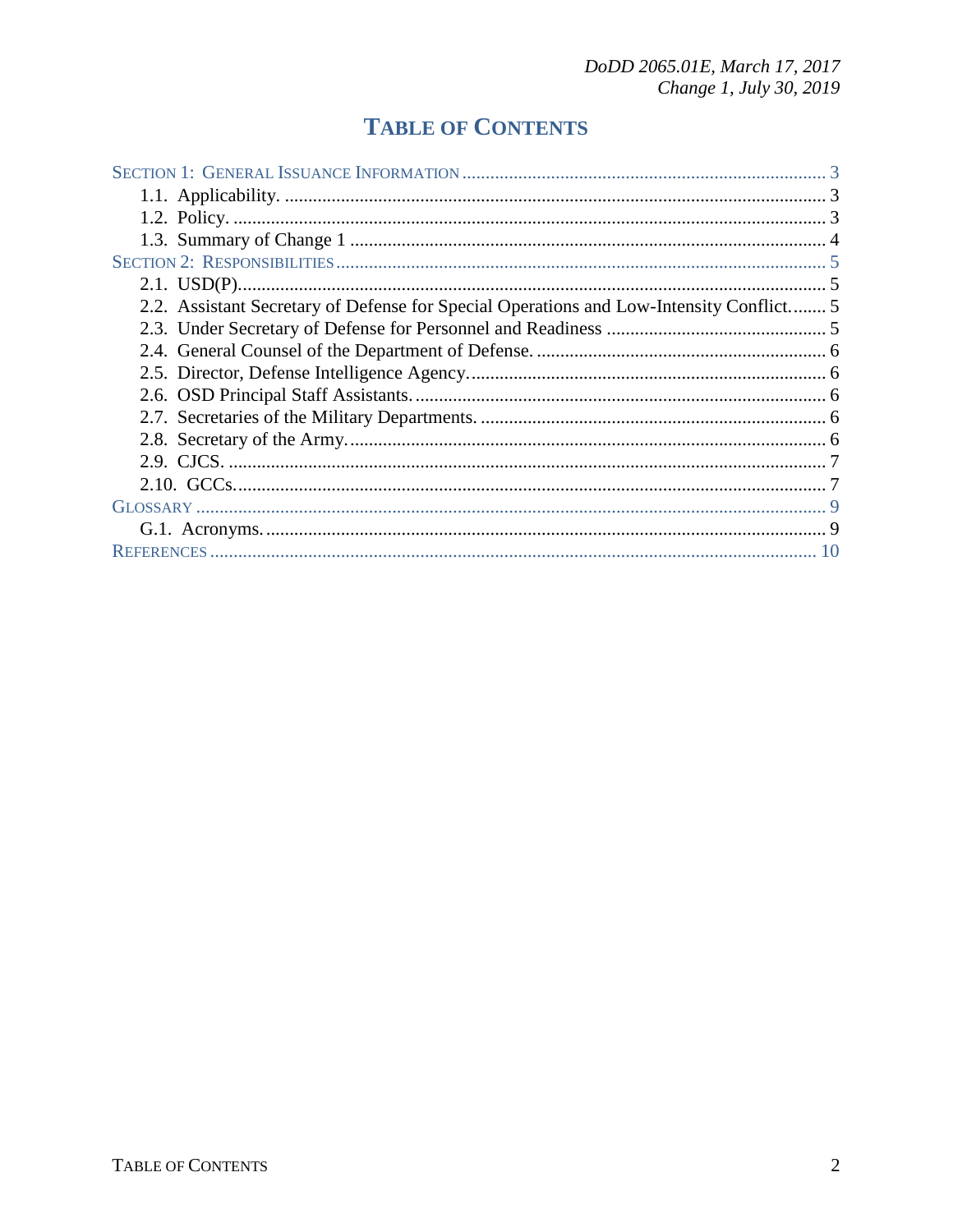# TABLE OF CONTENTS

SECTION 1: GENERAL ISSUANCE INFORMATION ............ 3
- 1.1. Applicability. ............ 3
- 1.2. Policy. ............ 3
- 1.3. Summary of Change 1 ............ 4

SECTION 2: RESPONSIBILITIES ............ 5
- 2.1. USD(P). ............ 5
- 2.2. Assistant Secretary of Defense for Special Operations and Low-Intensity Conflict. ............ 5
- 2.3. Under Secretary of Defense for Personnel and Readiness ............ 5
- 2.4. General Counsel of the Department of Defense. ............ 6
- 2.5. Director, Defense Intelligence Agency. ............ 6
- 2.6. OSD Principal Staff Assistants. ............ 6
- 2.7. Secretaries of the Military Departments. ............ 6
- 2.8. Secretary of the Army. ............ 6
- 2.9. CJCS. ............ 7
- 2.10. GCCs. ............ 7

GLOSSARY ............ 9
- G.1. Acronyms. ............ 9

REFERENCES ............ 10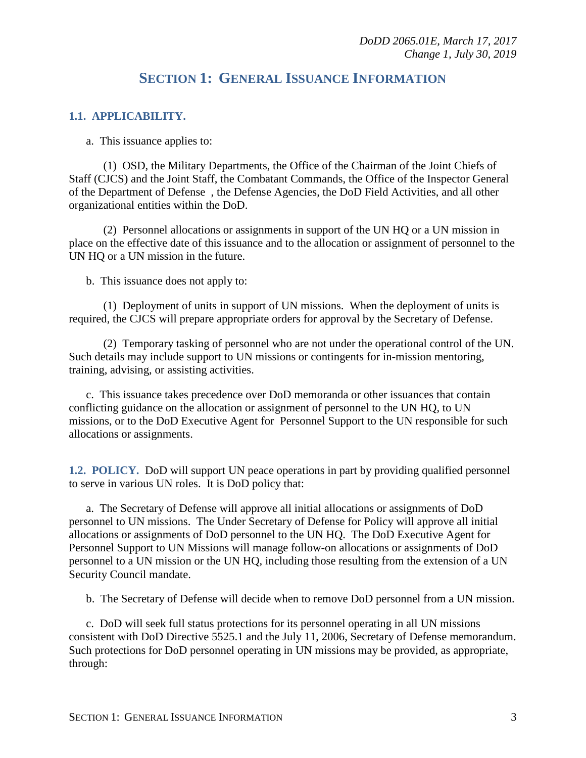# SECTION 1: GENERAL ISSUANCE INFORMATION

## 1.1. APPLICABILITY.

a. This issuance applies to:

(1) OSD, the Military Departments, the Office of the Chairman of the Joint Chiefs of Staff (CJCS) and the Joint Staff, the Combatant Commands, the Office of the Inspector General of the Department of Defense , the Defense Agencies, the DoD Field Activities, and all other organizational entities within the DoD.

(2) Personnel allocations or assignments in support of the UN HQ or a UN mission in place on the effective date of this issuance and to the allocation or assignment of personnel to the UN HQ or a UN mission in the future.

b. This issuance does not apply to:

(1) Deployment of units in support of UN missions. When the deployment of units is required, the CJCS will prepare appropriate orders for approval by the Secretary of Defense.

(2) Temporary tasking of personnel who are not under the operational control of the UN. Such details may include support to UN missions or contingents for in-mission mentoring, training, advising, or assisting activities.

c. This issuance takes precedence over DoD memoranda or other issuances that contain conflicting guidance on the allocation or assignment of personnel to the UN HQ, to UN missions, or to the DoD Executive Agent for Personnel Support to the UN responsible for such allocations or assignments.

**1.2. POLICY.** DoD will support UN peace operations in part by providing qualified personnel to serve in various UN roles. It is DoD policy that:

a. The Secretary of Defense will approve all initial allocations or assignments of DoD personnel to UN missions. The Under Secretary of Defense for Policy will approve all initial allocations or assignments of DoD personnel to the UN HQ. The DoD Executive Agent for Personnel Support to UN Missions will manage follow-on allocations or assignments of DoD personnel to a UN mission or the UN HQ, including those resulting from the extension of a UN Security Council mandate.

b. The Secretary of Defense will decide when to remove DoD personnel from a UN mission.

c. DoD will seek full status protections for its personnel operating in all UN missions consistent with DoD Directive 5525.1 and the July 11, 2006, Secretary of Defense memorandum. Such protections for DoD personnel operating in UN missions may be provided, as appropriate, through: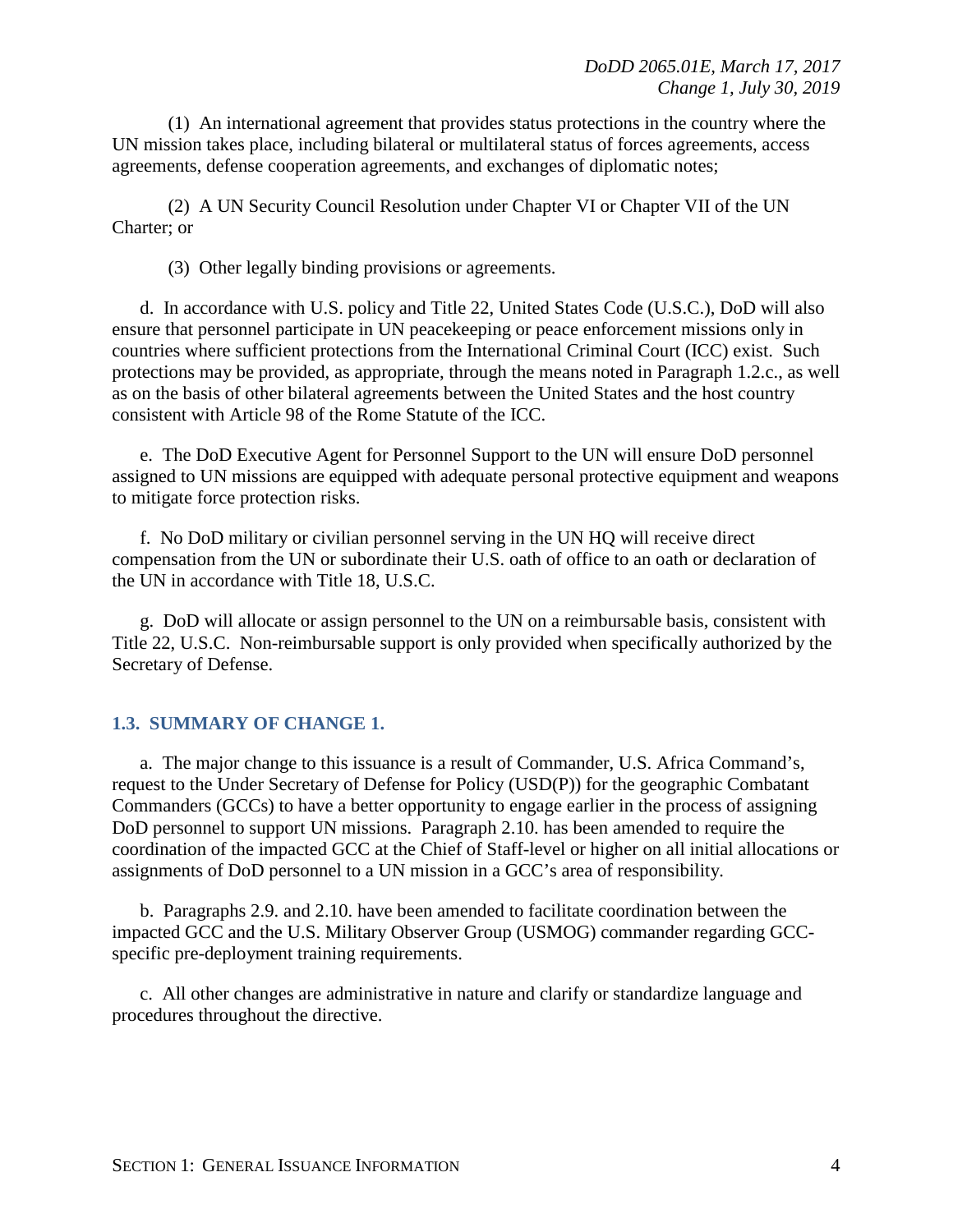(1) An international agreement that provides status protections in the country where the UN mission takes place, including bilateral or multilateral status of forces agreements, access agreements, defense cooperation agreements, and exchanges of diplomatic notes;

(2) A UN Security Council Resolution under Chapter VI or Chapter VII of the UN Charter; or

(3) Other legally binding provisions or agreements.

d. In accordance with U.S. policy and Title 22, United States Code (U.S.C.), DoD will also ensure that personnel participate in UN peacekeeping or peace enforcement missions only in countries where sufficient protections from the International Criminal Court (ICC) exist. Such protections may be provided, as appropriate, through the means noted in Paragraph 1.2.c., as well as on the basis of other bilateral agreements between the United States and the host country consistent with Article 98 of the Rome Statute of the ICC.

e. The DoD Executive Agent for Personnel Support to the UN will ensure DoD personnel assigned to UN missions are equipped with adequate personal protective equipment and weapons to mitigate force protection risks.

f. No DoD military or civilian personnel serving in the UN HQ will receive direct compensation from the UN or subordinate their U.S. oath of office to an oath or declaration of the UN in accordance with Title 18, U.S.C.

g. DoD will allocate or assign personnel to the UN on a reimbursable basis, consistent with Title 22, U.S.C. Non-reimbursable support is only provided when specifically authorized by the Secretary of Defense.

## 1.3. SUMMARY OF CHANGE 1.

a. The major change to this issuance is a result of Commander, U.S. Africa Command's, request to the Under Secretary of Defense for Policy (USD(P)) for the geographic Combatant Commanders (GCCs) to have a better opportunity to engage earlier in the process of assigning DoD personnel to support UN missions. Paragraph 2.10. has been amended to require the coordination of the impacted GCC at the Chief of Staff-level or higher on all initial allocations or assignments of DoD personnel to a UN mission in a GCC's area of responsibility.

b. Paragraphs 2.9. and 2.10. have been amended to facilitate coordination between the impacted GCC and the U.S. Military Observer Group (USMOG) commander regarding GCC-specific pre-deployment training requirements.

c. All other changes are administrative in nature and clarify or standardize language and procedures throughout the directive.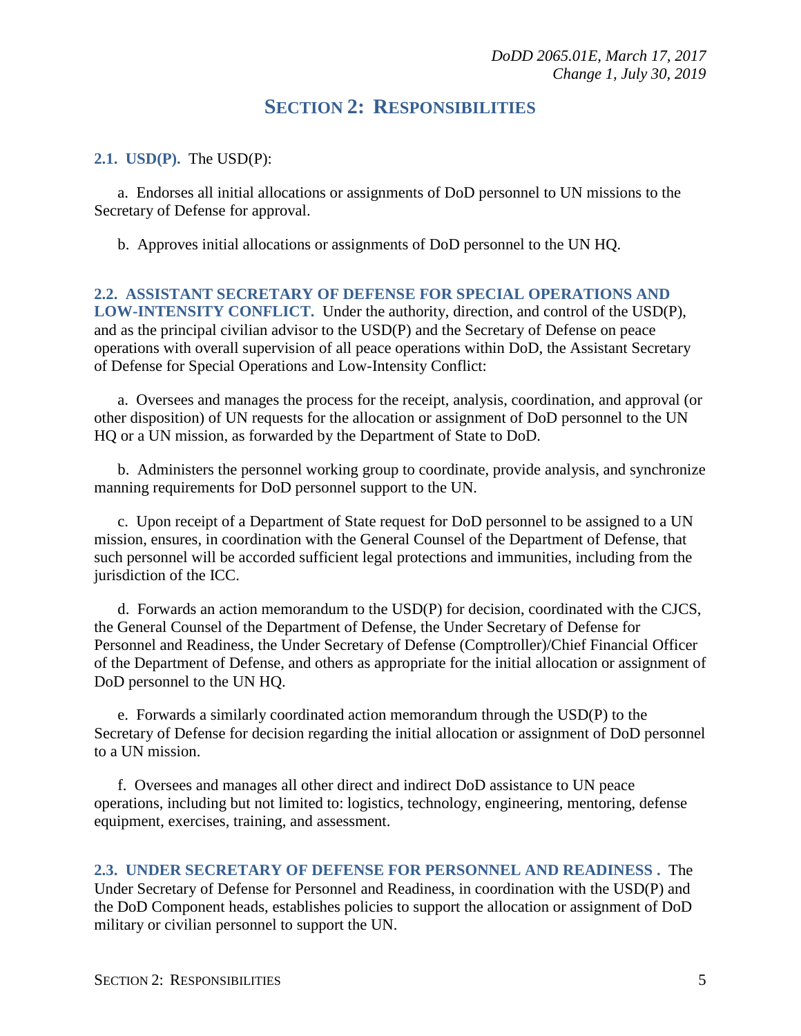## SECTION 2: RESPONSIBILITIES

**2.1. USD(P).** The USD(P):

a. Endorses all initial allocations or assignments of DoD personnel to UN missions to the Secretary of Defense for approval.

b. Approves initial allocations or assignments of DoD personnel to the UN HQ.

**2.2. ASSISTANT SECRETARY OF DEFENSE FOR SPECIAL OPERATIONS AND LOW-INTENSITY CONFLICT.** Under the authority, direction, and control of the USD(P), and as the principal civilian advisor to the USD(P) and the Secretary of Defense on peace operations with overall supervision of all peace operations within DoD, the Assistant Secretary of Defense for Special Operations and Low-Intensity Conflict:

a. Oversees and manages the process for the receipt, analysis, coordination, and approval (or other disposition) of UN requests for the allocation or assignment of DoD personnel to the UN HQ or a UN mission, as forwarded by the Department of State to DoD.

b. Administers the personnel working group to coordinate, provide analysis, and synchronize manning requirements for DoD personnel support to the UN.

c. Upon receipt of a Department of State request for DoD personnel to be assigned to a UN mission, ensures, in coordination with the General Counsel of the Department of Defense, that such personnel will be accorded sufficient legal protections and immunities, including from the jurisdiction of the ICC.

d. Forwards an action memorandum to the USD(P) for decision, coordinated with the CJCS, the General Counsel of the Department of Defense, the Under Secretary of Defense for Personnel and Readiness, the Under Secretary of Defense (Comptroller)/Chief Financial Officer of the Department of Defense, and others as appropriate for the initial allocation or assignment of DoD personnel to the UN HQ.

e. Forwards a similarly coordinated action memorandum through the USD(P) to the Secretary of Defense for decision regarding the initial allocation or assignment of DoD personnel to a UN mission.

f. Oversees and manages all other direct and indirect DoD assistance to UN peace operations, including but not limited to: logistics, technology, engineering, mentoring, defense equipment, exercises, training, and assessment.

**2.3. UNDER SECRETARY OF DEFENSE FOR PERSONNEL AND READINESS .** The Under Secretary of Defense for Personnel and Readiness, in coordination with the USD(P) and the DoD Component heads, establishes policies to support the allocation or assignment of DoD military or civilian personnel to support the UN.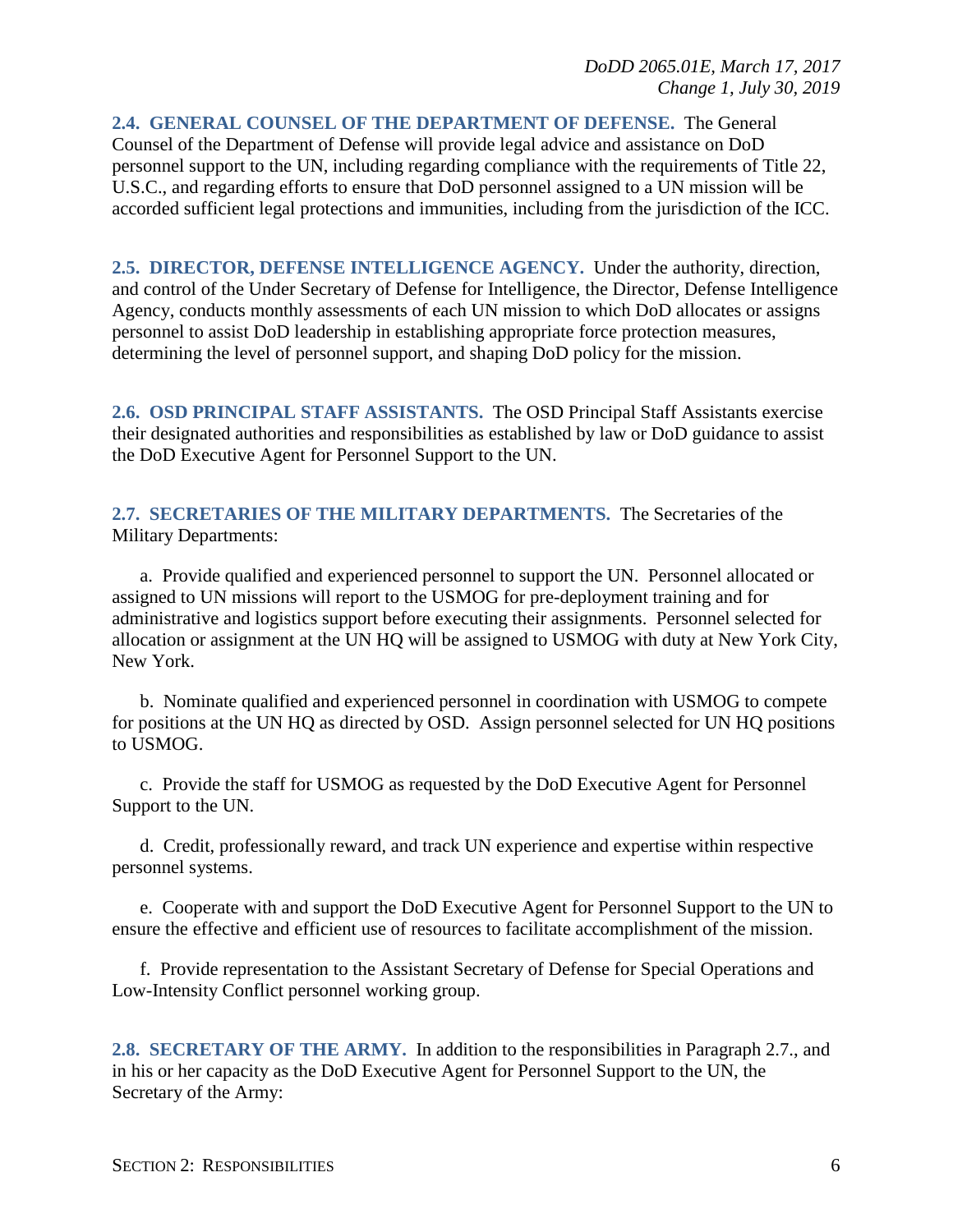**2.4. GENERAL COUNSEL OF THE DEPARTMENT OF DEFENSE.** The General Counsel of the Department of Defense will provide legal advice and assistance on DoD personnel support to the UN, including regarding compliance with the requirements of Title 22, U.S.C., and regarding efforts to ensure that DoD personnel assigned to a UN mission will be accorded sufficient legal protections and immunities, including from the jurisdiction of the ICC.

**2.5. DIRECTOR, DEFENSE INTELLIGENCE AGENCY.** Under the authority, direction, and control of the Under Secretary of Defense for Intelligence, the Director, Defense Intelligence Agency, conducts monthly assessments of each UN mission to which DoD allocates or assigns personnel to assist DoD leadership in establishing appropriate force protection measures, determining the level of personnel support, and shaping DoD policy for the mission.

**2.6. OSD PRINCIPAL STAFF ASSISTANTS.** The OSD Principal Staff Assistants exercise their designated authorities and responsibilities as established by law or DoD guidance to assist the DoD Executive Agent for Personnel Support to the UN.

**2.7. SECRETARIES OF THE MILITARY DEPARTMENTS.** The Secretaries of the Military Departments:

a. Provide qualified and experienced personnel to support the UN. Personnel allocated or assigned to UN missions will report to the USMOG for pre-deployment training and for administrative and logistics support before executing their assignments. Personnel selected for allocation or assignment at the UN HQ will be assigned to USMOG with duty at New York City, New York.

b. Nominate qualified and experienced personnel in coordination with USMOG to compete for positions at the UN HQ as directed by OSD. Assign personnel selected for UN HQ positions to USMOG.

c. Provide the staff for USMOG as requested by the DoD Executive Agent for Personnel Support to the UN.

d. Credit, professionally reward, and track UN experience and expertise within respective personnel systems.

e. Cooperate with and support the DoD Executive Agent for Personnel Support to the UN to ensure the effective and efficient use of resources to facilitate accomplishment of the mission.

f. Provide representation to the Assistant Secretary of Defense for Special Operations and Low-Intensity Conflict personnel working group.

**2.8. SECRETARY OF THE ARMY.** In addition to the responsibilities in Paragraph 2.7., and in his or her capacity as the DoD Executive Agent for Personnel Support to the UN, the Secretary of the Army: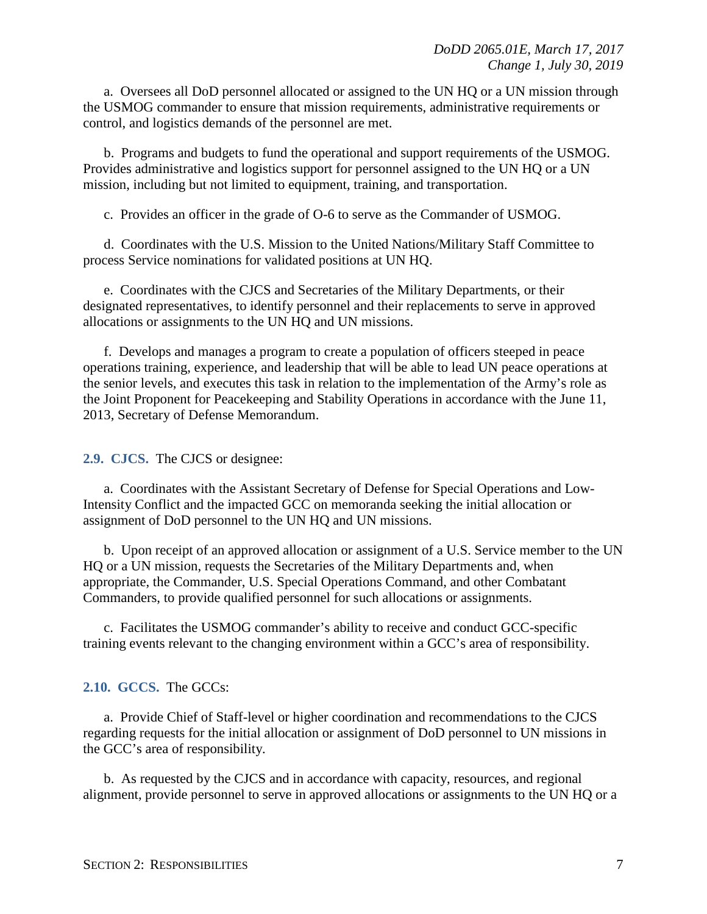a. Oversees all DoD personnel allocated or assigned to the UN HQ or a UN mission through the USMOG commander to ensure that mission requirements, administrative requirements or control, and logistics demands of the personnel are met.

b. Programs and budgets to fund the operational and support requirements of the USMOG. Provides administrative and logistics support for personnel assigned to the UN HQ or a UN mission, including but not limited to equipment, training, and transportation.

c. Provides an officer in the grade of O-6 to serve as the Commander of USMOG.

d. Coordinates with the U.S. Mission to the United Nations/Military Staff Committee to process Service nominations for validated positions at UN HQ.

e. Coordinates with the CJCS and Secretaries of the Military Departments, or their designated representatives, to identify personnel and their replacements to serve in approved allocations or assignments to the UN HQ and UN missions.

f. Develops and manages a program to create a population of officers steeped in peace operations training, experience, and leadership that will be able to lead UN peace operations at the senior levels, and executes this task in relation to the implementation of the Army's role as the Joint Proponent for Peacekeeping and Stability Operations in accordance with the June 11, 2013, Secretary of Defense Memorandum.

**2.9. CJCS.** The CJCS or designee:

a. Coordinates with the Assistant Secretary of Defense for Special Operations and Low-Intensity Conflict and the impacted GCC on memoranda seeking the initial allocation or assignment of DoD personnel to the UN HQ and UN missions.

b. Upon receipt of an approved allocation or assignment of a U.S. Service member to the UN HQ or a UN mission, requests the Secretaries of the Military Departments and, when appropriate, the Commander, U.S. Special Operations Command, and other Combatant Commanders, to provide qualified personnel for such allocations or assignments.

c. Facilitates the USMOG commander's ability to receive and conduct GCC-specific training events relevant to the changing environment within a GCC's area of responsibility.

**2.10. GCCS.** The GCCs:

a. Provide Chief of Staff-level or higher coordination and recommendations to the CJCS regarding requests for the initial allocation or assignment of DoD personnel to UN missions in the GCC's area of responsibility.

b. As requested by the CJCS and in accordance with capacity, resources, and regional alignment, provide personnel to serve in approved allocations or assignments to the UN HQ or a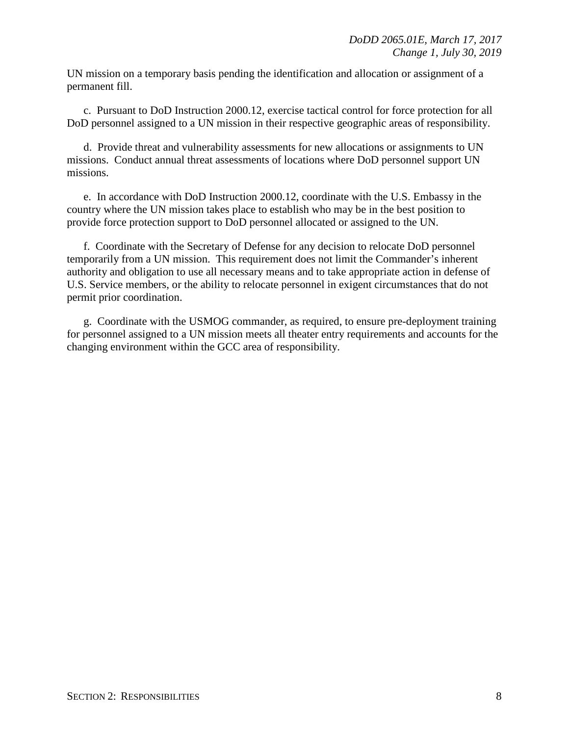UN mission on a temporary basis pending the identification and allocation or assignment of a permanent fill.

c. Pursuant to DoD Instruction 2000.12, exercise tactical control for force protection for all DoD personnel assigned to a UN mission in their respective geographic areas of responsibility.

d. Provide threat and vulnerability assessments for new allocations or assignments to UN missions. Conduct annual threat assessments of locations where DoD personnel support UN missions.

e. In accordance with DoD Instruction 2000.12, coordinate with the U.S. Embassy in the country where the UN mission takes place to establish who may be in the best position to provide force protection support to DoD personnel allocated or assigned to the UN.

f. Coordinate with the Secretary of Defense for any decision to relocate DoD personnel temporarily from a UN mission. This requirement does not limit the Commander's inherent authority and obligation to use all necessary means and to take appropriate action in defense of U.S. Service members, or the ability to relocate personnel in exigent circumstances that do not permit prior coordination.

g. Coordinate with the USMOG commander, as required, to ensure pre-deployment training for personnel assigned to a UN mission meets all theater entry requirements and accounts for the changing environment within the GCC area of responsibility.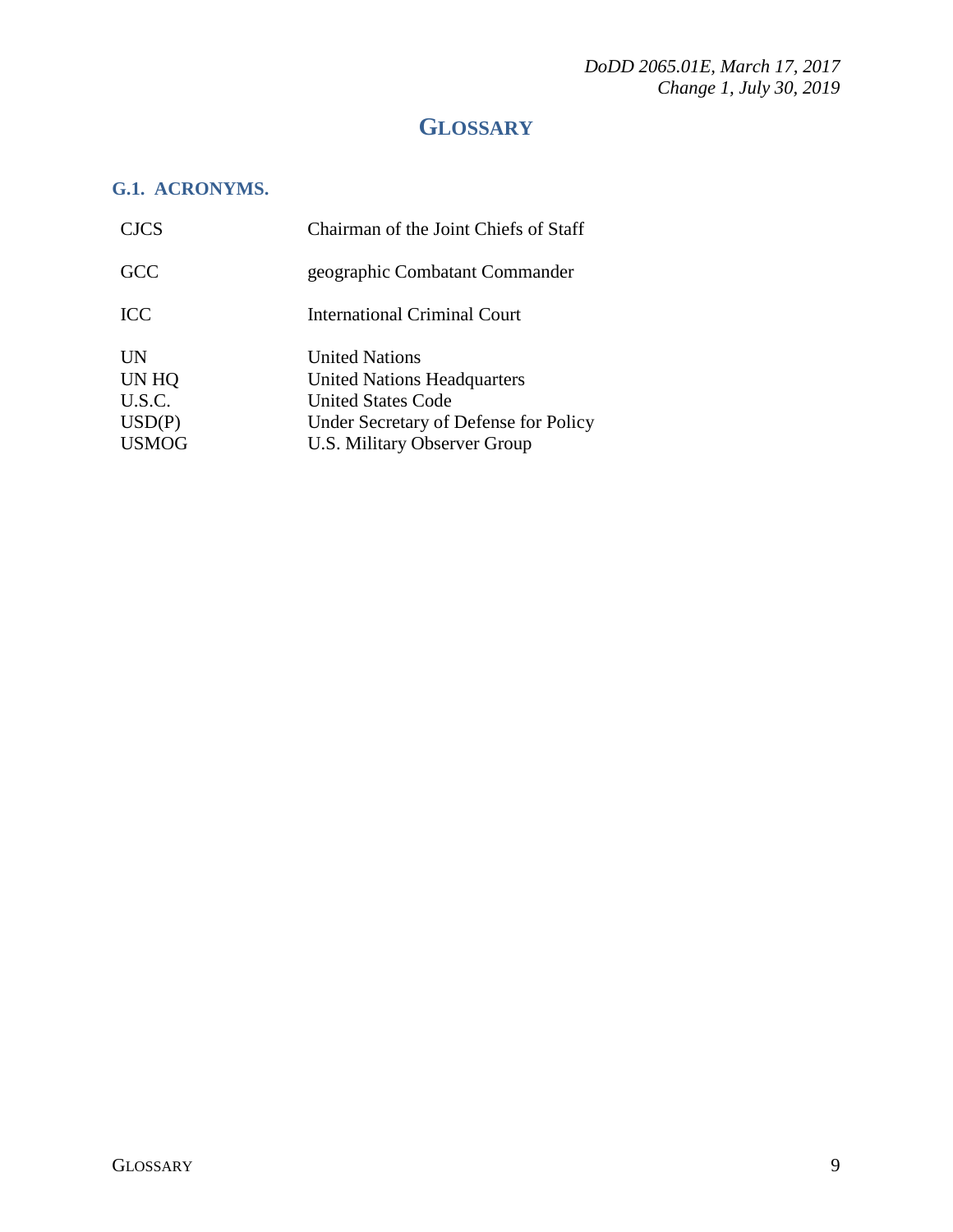# GLOSSARY

## G.1. ACRONYMS.

| | |
|---|---|
| CJCS | Chairman of the Joint Chiefs of Staff |
| GCC | geographic Combatant Commander |
| ICC | International Criminal Court |
| UN | United Nations |
| UN HQ | United Nations Headquarters |
| U.S.C. | United States Code |
| USD(P) | Under Secretary of Defense for Policy |
| USMOG | U.S. Military Observer Group |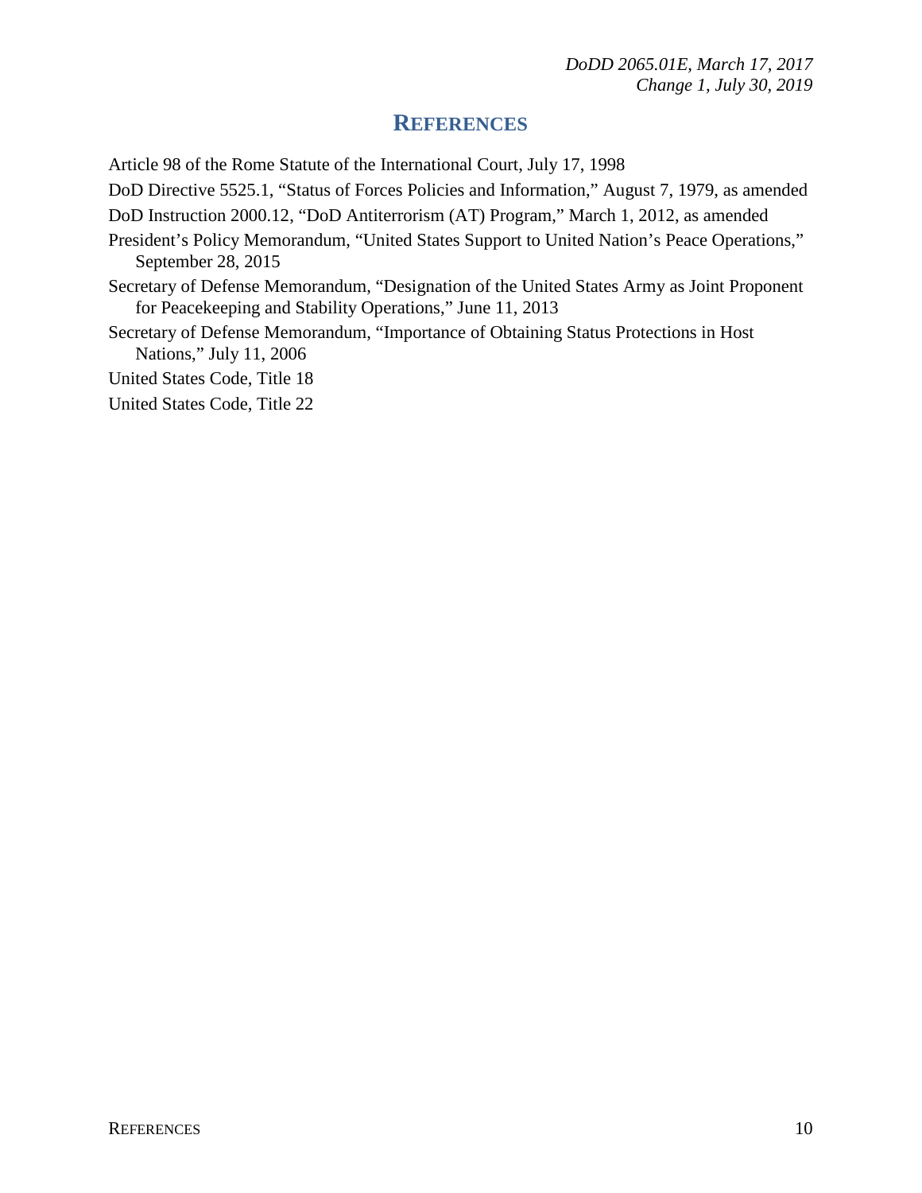## REFERENCES

Article 98 of the Rome Statute of the International Court, July 17, 1998

DoD Directive 5525.1, "Status of Forces Policies and Information," August 7, 1979, as amended

DoD Instruction 2000.12, "DoD Antiterrorism (AT) Program," March 1, 2012, as amended

President's Policy Memorandum, "United States Support to United Nation's Peace Operations," September 28, 2015

Secretary of Defense Memorandum, "Designation of the United States Army as Joint Proponent for Peacekeeping and Stability Operations," June 11, 2013

Secretary of Defense Memorandum, "Importance of Obtaining Status Protections in Host Nations," July 11, 2006

United States Code, Title 18

United States Code, Title 22